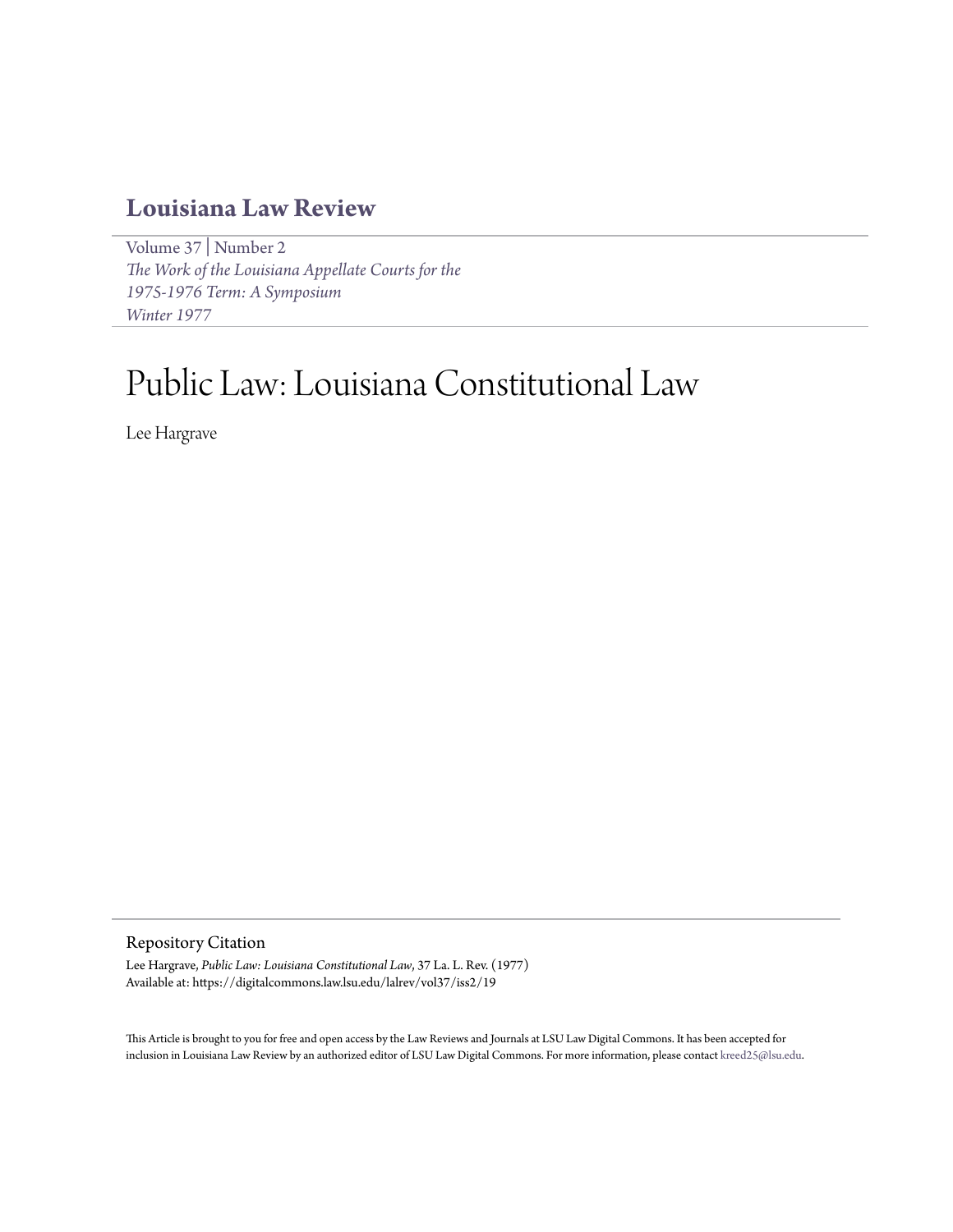# Louisiana Law Review

Volume 37 | Number 2
*The Work of the Louisiana Appellate Courts for the 1975-1976 Term: A Symposium*
*Winter 1977*

# Public Law: Louisiana Constitutional Law

Lee Hargrave

## Repository Citation

Lee Hargrave, *Public Law: Louisiana Constitutional Law*, 37 La. L. Rev. (1977)
Available at: https://digitalcommons.law.lsu.edu/lalrev/vol37/iss2/19

This Article is brought to you for free and open access by the Law Reviews and Journals at LSU Law Digital Commons. It has been accepted for inclusion in Louisiana Law Review by an authorized editor of LSU Law Digital Commons. For more information, please contact kreed25@lsu.edu.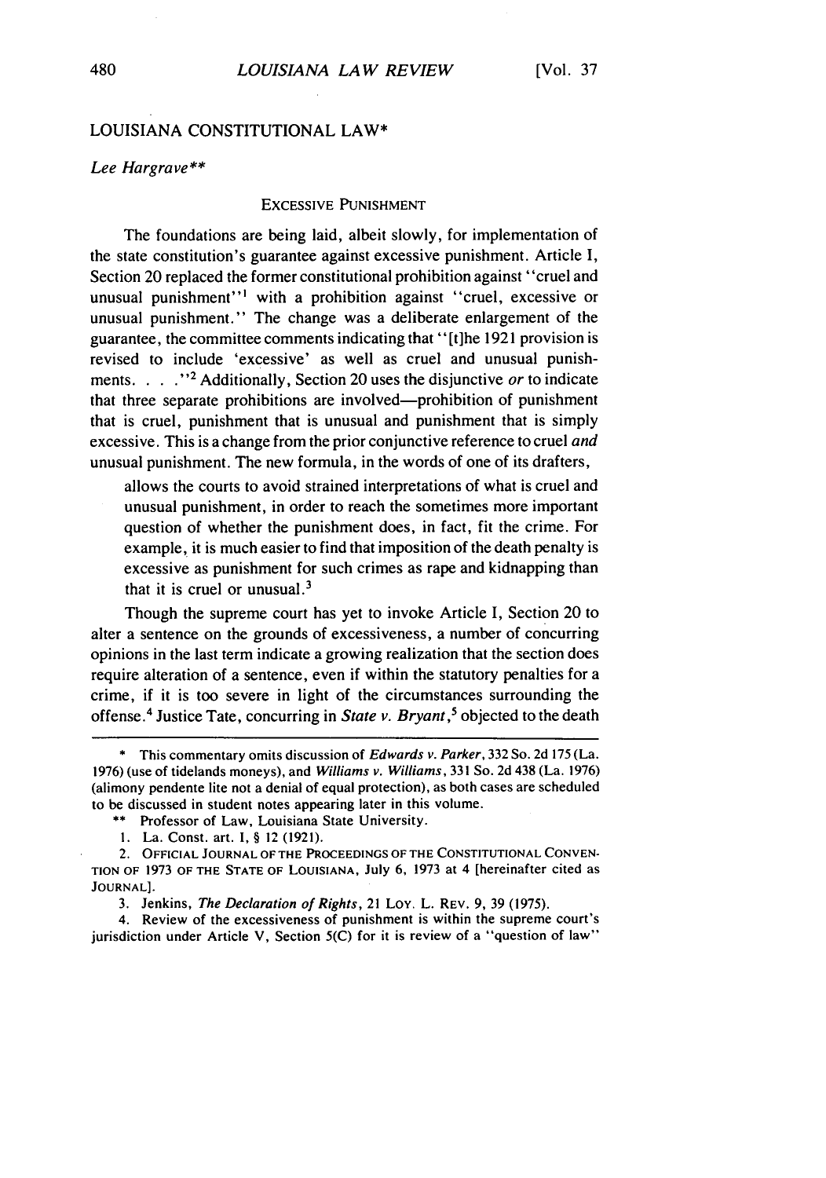# LOUISIANA CONSTITUTIONAL LAW*

*Lee Hargrave***

## EXCESSIVE PUNISHMENT

The foundations are being laid, albeit slowly, for implementation of the state constitution's guarantee against excessive punishment. Article I, Section 20 replaced the former constitutional prohibition against "cruel and unusual punishment"[1] with a prohibition against "cruel, excessive or unusual punishment." The change was a deliberate enlargement of the guarantee, the committee comments indicating that "[t]he 1921 provision is revised to include 'excessive' as well as cruel and unusual punishments. . . ."[2] Additionally, Section 20 uses the disjunctive *or* to indicate that three separate prohibitions are involved—prohibition of punishment that is cruel, punishment that is unusual and punishment that is simply excessive. This is a change from the prior conjunctive reference to cruel *and* unusual punishment. The new formula, in the words of one of its drafters,

> allows the courts to avoid strained interpretations of what is cruel and unusual punishment, in order to reach the sometimes more important question of whether the punishment does, in fact, fit the crime. For example, it is much easier to find that imposition of the death penalty is excessive as punishment for such crimes as rape and kidnapping than that it is cruel or unusual.[3]

Though the supreme court has yet to invoke Article I, Section 20 to alter a sentence on the grounds of excessiveness, a number of concurring opinions in the last term indicate a growing realization that the section does require alteration of a sentence, even if within the statutory penalties for a crime, if it is too severe in light of the circumstances surrounding the offense.[4] Justice Tate, concurring in *State v. Bryant*,[5] objected to the death

---

\* This commentary omits discussion of *Edwards v. Parker*, 332 So. 2d 175 (La. 1976) (use of tidelands moneys), and *Williams v. Williams*, 331 So. 2d 438 (La. 1976) (alimony pendente lite not a denial of equal protection), as both cases are scheduled to be discussed in student notes appearing later in this volume.

\*\* Professor of Law, Louisiana State University.

1. La. Const. art. I, § 12 (1921).

2. OFFICIAL JOURNAL OF THE PROCEEDINGS OF THE CONSTITUTIONAL CONVENTION OF 1973 OF THE STATE OF LOUISIANA, July 6, 1973 at 4 [hereinafter cited as JOURNAL].

3. Jenkins, *The Declaration of Rights*, 21 LOY. L. REV. 9, 39 (1975).

4. Review of the excessiveness of punishment is within the supreme court's jurisdiction under Article V, Section 5(C) for it is review of a "question of law"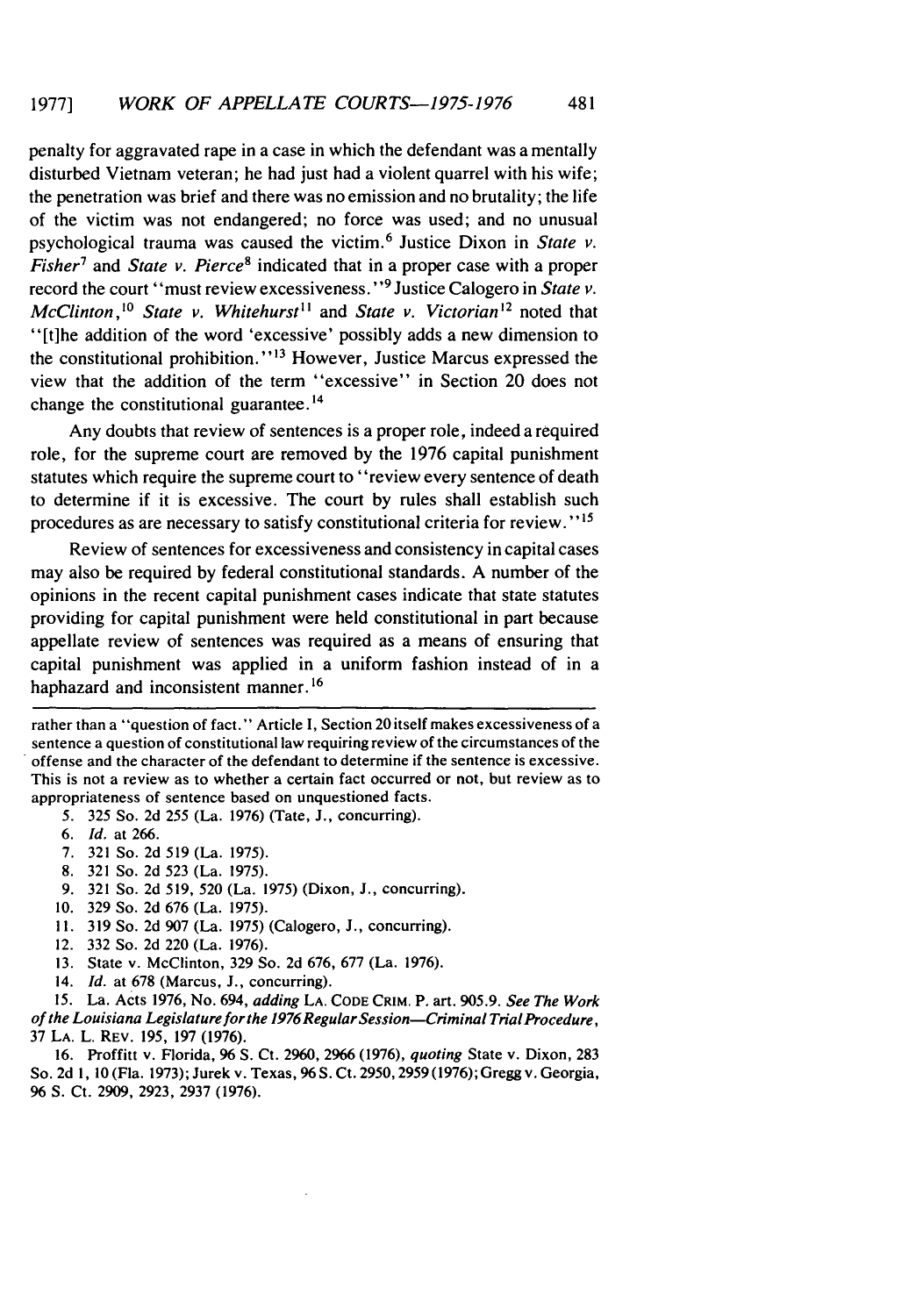penalty for aggravated rape in a case in which the defendant was a mentally disturbed Vietnam veteran; he had just had a violent quarrel with his wife; the penetration was brief and there was no emission and no brutality; the life of the victim was not endangered; no force was used; and no unusual psychological trauma was caused the victim.[6] Justice Dixon in *State v. Fisher*[7] and *State v. Pierce*[8] indicated that in a proper case with a proper record the court "must review excessiveness."[9] Justice Calogero in *State v. McClinton*,[10] *State v. Whitehurst*[11] and *State v. Victorian*[12] noted that "[t]he addition of the word 'excessive' possibly adds a new dimension to the constitutional prohibition."[13] However, Justice Marcus expressed the view that the addition of the term "excessive" in Section 20 does not change the constitutional guarantee.[14]

Any doubts that review of sentences is a proper role, indeed a required role, for the supreme court are removed by the 1976 capital punishment statutes which require the supreme court to "review every sentence of death to determine if it is excessive. The court by rules shall establish such procedures as are necessary to satisfy constitutional criteria for review."[15]

Review of sentences for excessiveness and consistency in capital cases may also be required by federal constitutional standards. A number of the opinions in the recent capital punishment cases indicate that state statutes providing for capital punishment were held constitutional in part because appellate review of sentences was required as a means of ensuring that capital punishment was applied in a uniform fashion instead of in a haphazard and inconsistent manner.[16]

---

rather than a "question of fact." Article I, Section 20 itself makes excessiveness of a sentence a question of constitutional law requiring review of the circumstances of the offense and the character of the defendant to determine if the sentence is excessive. This is not a review as to whether a certain fact occurred or not, but review as to appropriateness of sentence based on unquestioned facts.

5. 325 So. 2d 255 (La. 1976) (Tate, J., concurring).
6. *Id.* at 266.
7. 321 So. 2d 519 (La. 1975).
8. 321 So. 2d 523 (La. 1975).
9. 321 So. 2d 519, 520 (La. 1975) (Dixon, J., concurring).
10. 329 So. 2d 676 (La. 1975).
11. 319 So. 2d 907 (La. 1975) (Calogero, J., concurring).
12. 332 So. 2d 220 (La. 1976).
13. State v. McClinton, 329 So. 2d 676, 677 (La. 1976).
14. *Id.* at 678 (Marcus, J., concurring).
15. La. Acts 1976, No. 694, *adding* LA. CODE CRIM. P. art. 905.9. *See The Work of the Louisiana Legislature for the 1976 Regular Session—Criminal Trial Procedure*, 37 LA. L. REV. 195, 197 (1976).
16. Proffitt v. Florida, 96 S. Ct. 2960, 2966 (1976), *quoting* State v. Dixon, 283 So. 2d 1, 10 (Fla. 1973); Jurek v. Texas, 96 S. Ct. 2950, 2959 (1976); Gregg v. Georgia, 96 S. Ct. 2909, 2923, 2937 (1976).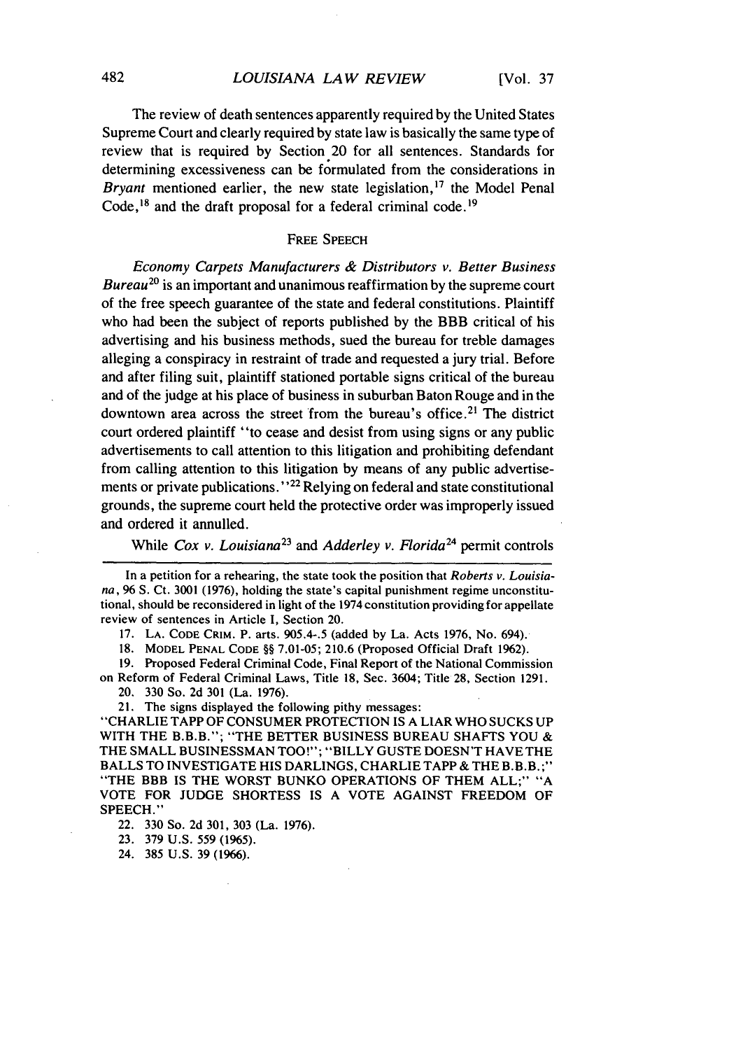The review of death sentences apparently required by the United States Supreme Court and clearly required by state law is basically the same type of review that is required by Section 20 for all sentences. Standards for determining excessiveness can be formulated from the considerations in *Bryant* mentioned earlier, the new state legislation,[17] the Model Penal Code,[18] and the draft proposal for a federal criminal code.[19]

## FREE SPEECH

*Economy Carpets Manufacturers & Distributors v. Better Business Bureau*[20] is an important and unanimous reaffirmation by the supreme court of the free speech guarantee of the state and federal constitutions. Plaintiff who had been the subject of reports published by the BBB critical of his advertising and his business methods, sued the bureau for treble damages alleging a conspiracy in restraint of trade and requested a jury trial. Before and after filing suit, plaintiff stationed portable signs critical of the bureau and of the judge at his place of business in suburban Baton Rouge and in the downtown area across the street from the bureau's office.[21] The district court ordered plaintiff "to cease and desist from using signs or any public advertisements to call attention to this litigation and prohibiting defendant from calling attention to this litigation by means of any public advertisements or private publications."[22] Relying on federal and state constitutional grounds, the supreme court held the protective order was improperly issued and ordered it annulled.

While *Cox v. Louisiana*[23] and *Adderley v. Florida*[24] permit controls

---

In a petition for a rehearing, the state took the position that *Roberts v. Louisiana*, 96 S. Ct. 3001 (1976), holding the state's capital punishment regime unconstitutional, should be reconsidered in light of the 1974 constitution providing for appellate review of sentences in Article I, Section 20.

17. LA. CODE CRIM. P. arts. 905.4-.5 (added by La. Acts 1976, No. 694).

18. MODEL PENAL CODE §§ 7.01-05; 210.6 (Proposed Official Draft 1962).

19. Proposed Federal Criminal Code, Final Report of the National Commission on Reform of Federal Criminal Laws, Title 18, Sec. 3604; Title 28, Section 1291.

20. 330 So. 2d 301 (La. 1976).

21. The signs displayed the following pithy messages: "CHARLIE TAPP OF CONSUMER PROTECTION IS A LIAR WHO SUCKS UP WITH THE B.B.B."; "THE BETTER BUSINESS BUREAU SHAFTS YOU & THE SMALL BUSINESSMAN TOO!"; "BILLY GUSTE DOESN'T HAVE THE BALLS TO INVESTIGATE HIS DARLINGS, CHARLIE TAPP & THE B.B.B.;" "THE BBB IS THE WORST BUNKO OPERATIONS OF THEM ALL;" "A VOTE FOR JUDGE SHORTESS IS A VOTE AGAINST FREEDOM OF SPEECH."

22. 330 So. 2d 301, 303 (La. 1976).

23. 379 U.S. 559 (1965).

24. 385 U.S. 39 (1966).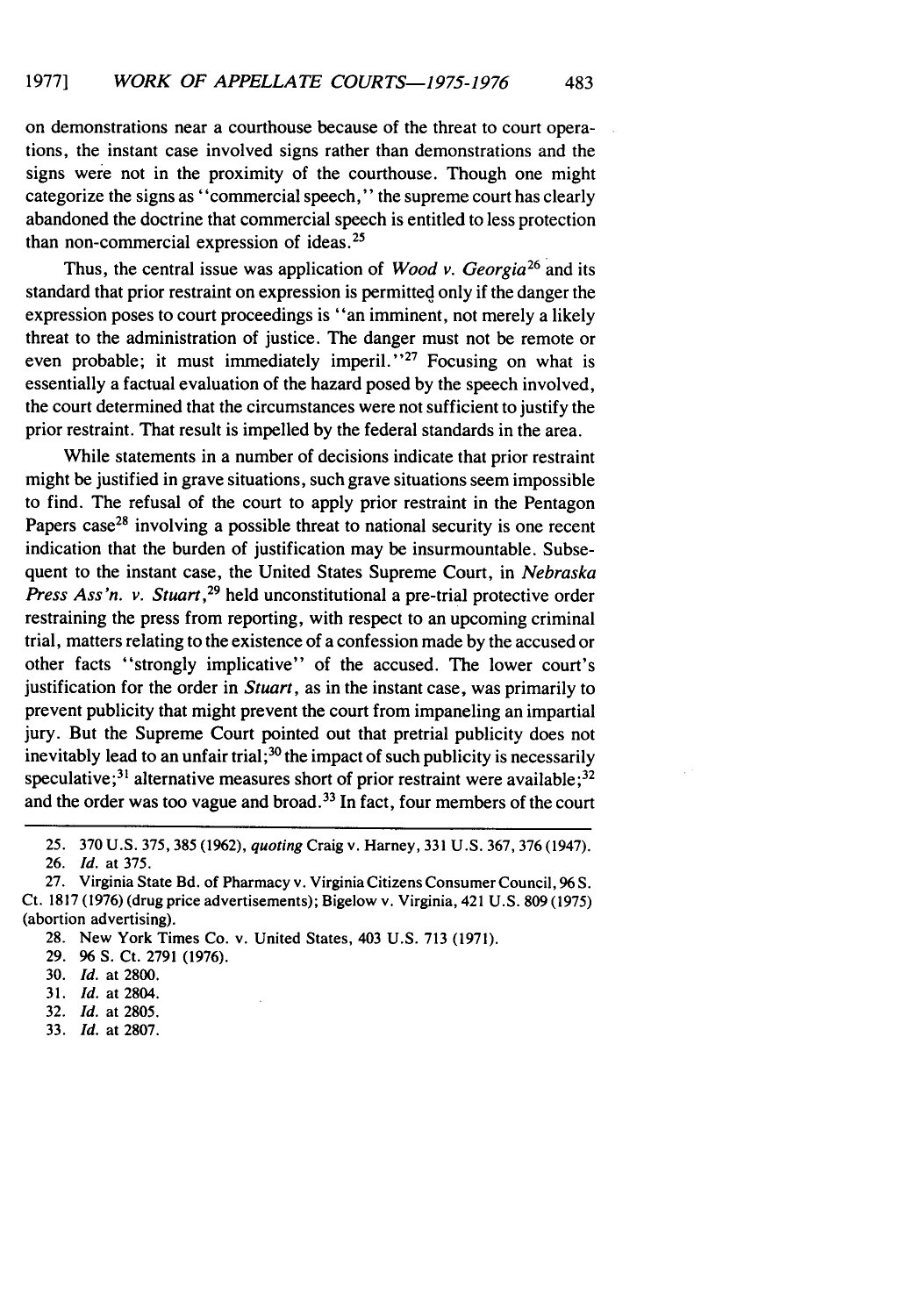on demonstrations near a courthouse because of the threat to court operations, the instant case involved signs rather than demonstrations and the signs were not in the proximity of the courthouse. Though one might categorize the signs as "commercial speech," the supreme court has clearly abandoned the doctrine that commercial speech is entitled to less protection than non-commercial expression of ideas.[25]

Thus, the central issue was application of *Wood v. Georgia*[26] and its standard that prior restraint on expression is permitted only if the danger the expression poses to court proceedings is "an imminent, not merely a likely threat to the administration of justice. The danger must not be remote or even probable; it must immediately imperil."[27] Focusing on what is essentially a factual evaluation of the hazard posed by the speech involved, the court determined that the circumstances were not sufficient to justify the prior restraint. That result is impelled by the federal standards in the area.

While statements in a number of decisions indicate that prior restraint might be justified in grave situations, such grave situations seem impossible to find. The refusal of the court to apply prior restraint in the Pentagon Papers case[28] involving a possible threat to national security is one recent indication that the burden of justification may be insurmountable. Subsequent to the instant case, the United States Supreme Court, in *Nebraska Press Ass'n. v. Stuart*,[29] held unconstitutional a pre-trial protective order restraining the press from reporting, with respect to an upcoming criminal trial, matters relating to the existence of a confession made by the accused or other facts "strongly implicative" of the accused. The lower court's justification for the order in *Stuart*, as in the instant case, was primarily to prevent publicity that might prevent the court from impaneling an impartial jury. But the Supreme Court pointed out that pretrial publicity does not inevitably lead to an unfair trial;[30] the impact of such publicity is necessarily speculative;[31] alternative measures short of prior restraint were available;[32] and the order was too vague and broad.[33] In fact, four members of the court

---

25. 370 U.S. 375, 385 (1962), *quoting* Craig v. Harney, 331 U.S. 367, 376 (1947).

26. *Id.* at 375.

27. Virginia State Bd. of Pharmacy v. Virginia Citizens Consumer Council, 96 S. Ct. 1817 (1976) (drug price advertisements); Bigelow v. Virginia, 421 U.S. 809 (1975) (abortion advertising).

28. New York Times Co. v. United States, 403 U.S. 713 (1971).

29. 96 S. Ct. 2791 (1976).

30. *Id.* at 2800.

31. *Id.* at 2804.

32. *Id.* at 2805.

33. *Id.* at 2807.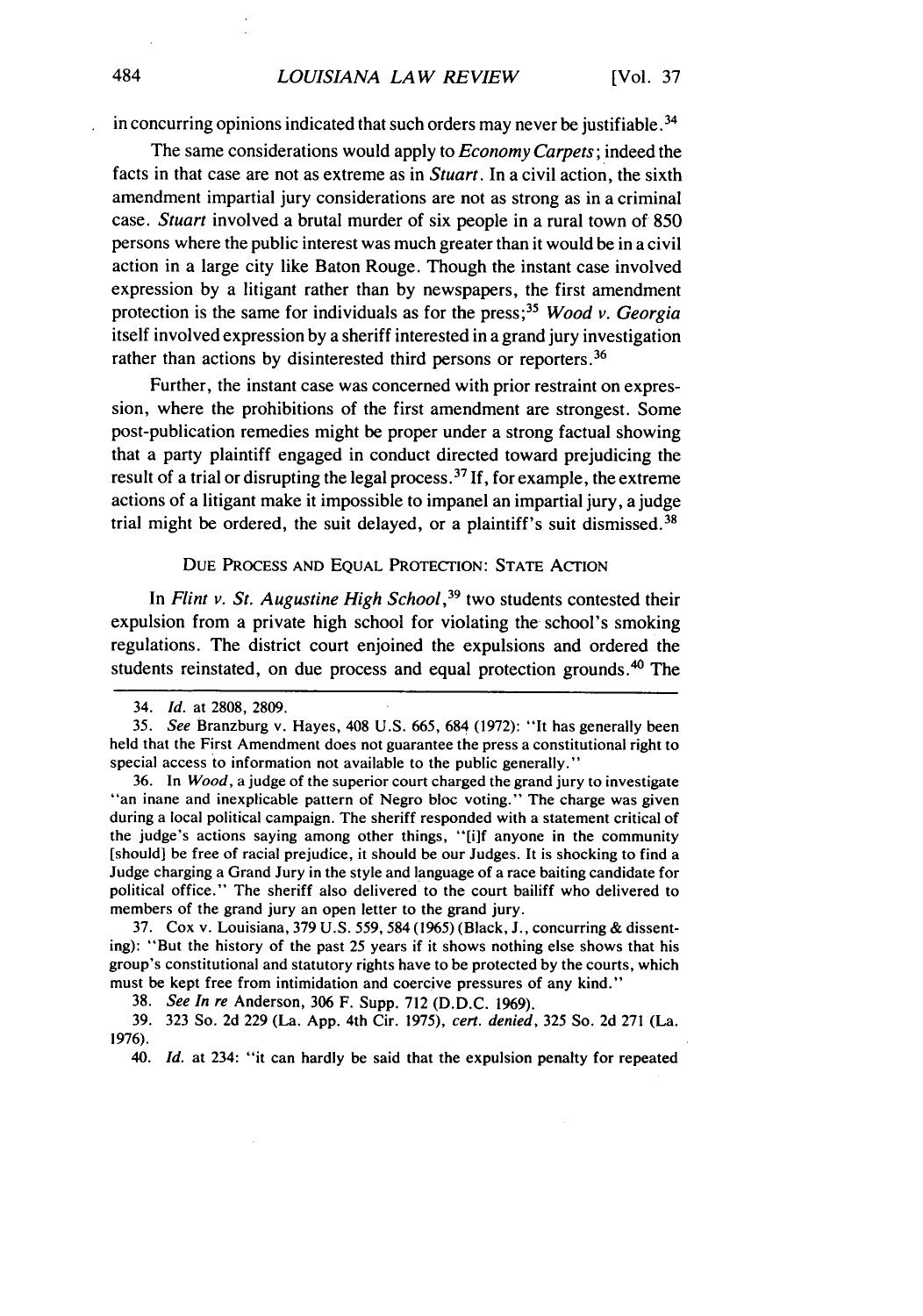in concurring opinions indicated that such orders may never be justifiable.[34]

The same considerations would apply to *Economy Carpets*; indeed the facts in that case are not as extreme as in *Stuart*. In a civil action, the sixth amendment impartial jury considerations are not as strong as in a criminal case. *Stuart* involved a brutal murder of six people in a rural town of 850 persons where the public interest was much greater than it would be in a civil action in a large city like Baton Rouge. Though the instant case involved expression by a litigant rather than by newspapers, the first amendment protection is the same for individuals as for the press;[35] *Wood v. Georgia* itself involved expression by a sheriff interested in a grand jury investigation rather than actions by disinterested third persons or reporters.[36]

Further, the instant case was concerned with prior restraint on expression, where the prohibitions of the first amendment are strongest. Some post-publication remedies might be proper under a strong factual showing that a party plaintiff engaged in conduct directed toward prejudicing the result of a trial or disrupting the legal process.[37] If, for example, the extreme actions of a litigant make it impossible to impanel an impartial jury, a judge trial might be ordered, the suit delayed, or a plaintiff's suit dismissed.[38]

## DUE PROCESS AND EQUAL PROTECTION: STATE ACTION

In *Flint v. St. Augustine High School*,[39] two students contested their expulsion from a private high school for violating the school's smoking regulations. The district court enjoined the expulsions and ordered the students reinstated, on due process and equal protection grounds.[40] The

---

34. *Id.* at 2808, 2809.

35. *See* Branzburg v. Hayes, 408 U.S. 665, 684 (1972): "It has generally been held that the First Amendment does not guarantee the press a constitutional right to special access to information not available to the public generally."

36. In *Wood*, a judge of the superior court charged the grand jury to investigate "an inane and inexplicable pattern of Negro bloc voting." The charge was given during a local political campaign. The sheriff responded with a statement critical of the judge's actions saying among other things, "[i]f anyone in the community [should] be free of racial prejudice, it should be our Judges. It is shocking to find a Judge charging a Grand Jury in the style and language of a race baiting candidate for political office." The sheriff also delivered to the court bailiff who delivered to members of the grand jury an open letter to the grand jury.

37. Cox v. Louisiana, 379 U.S. 559, 584 (1965) (Black, J., concurring & dissenting): "But the history of the past 25 years if it shows nothing else shows that his group's constitutional and statutory rights have to be protected by the courts, which must be kept free from intimidation and coercive pressures of any kind."

38. *See In re* Anderson, 306 F. Supp. 712 (D.D.C. 1969).

39. 323 So. 2d 229 (La. App. 4th Cir. 1975), *cert. denied*, 325 So. 2d 271 (La. 1976).

40. *Id.* at 234: "it can hardly be said that the expulsion penalty for repeated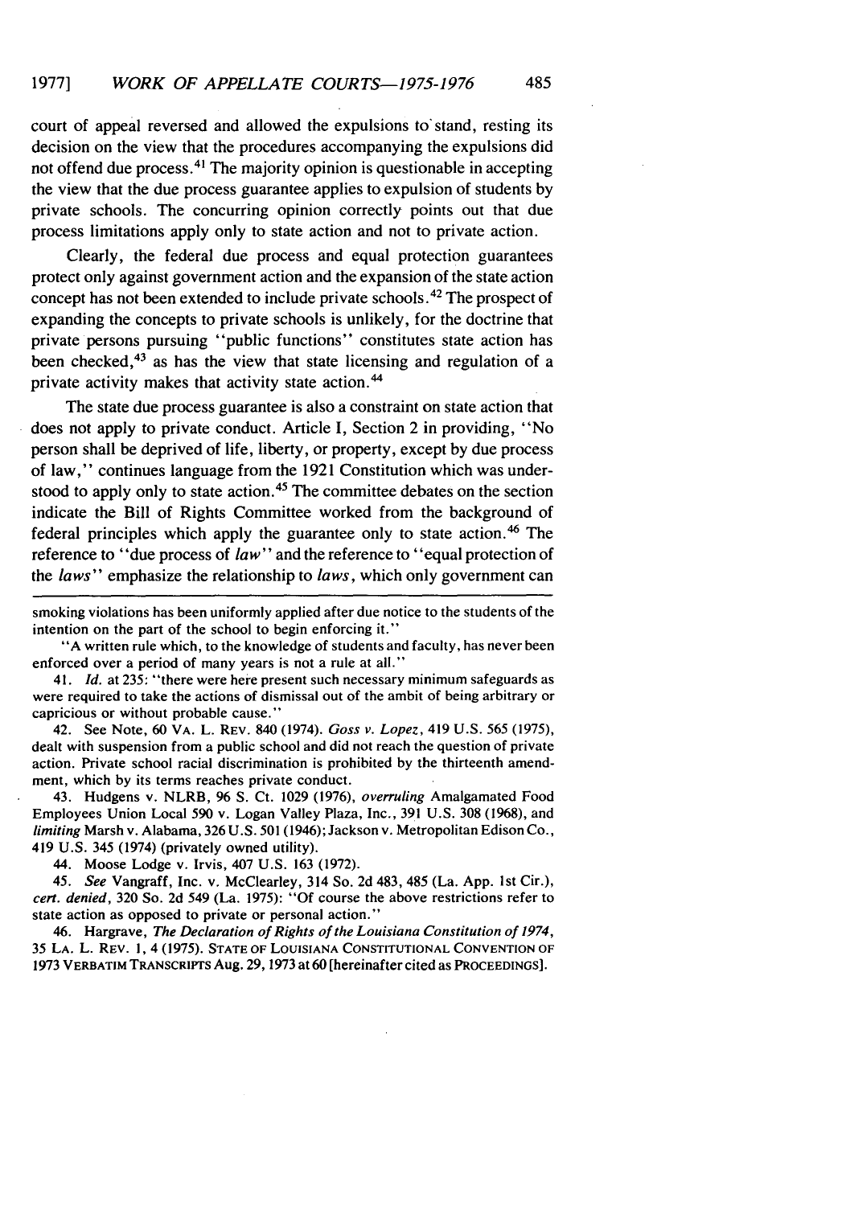court of appeal reversed and allowed the expulsions to stand, resting its decision on the view that the procedures accompanying the expulsions did not offend due process.[41] The majority opinion is questionable in accepting the view that the due process guarantee applies to expulsion of students by private schools. The concurring opinion correctly points out that due process limitations apply only to state action and not to private action.

Clearly, the federal due process and equal protection guarantees protect only against government action and the expansion of the state action concept has not been extended to include private schools.[42] The prospect of expanding the concepts to private schools is unlikely, for the doctrine that private persons pursuing "public functions" constitutes state action has been checked,[43] as has the view that state licensing and regulation of a private activity makes that activity state action.[44]

The state due process guarantee is also a constraint on state action that does not apply to private conduct. Article I, Section 2 in providing, "No person shall be deprived of life, liberty, or property, except by due process of law," continues language from the 1921 Constitution which was understood to apply only to state action.[45] The committee debates on the section indicate the Bill of Rights Committee worked from the background of federal principles which apply the guarantee only to state action.[46] The reference to "due process of *law*" and the reference to "equal protection of the *laws*" emphasize the relationship to *laws*, which only government can

---

smoking violations has been uniformly applied after due notice to the students of the intention on the part of the school to begin enforcing it."

"A written rule which, to the knowledge of students and faculty, has never been enforced over a period of many years is not a rule at all."

41. *Id.* at 235: "there were here present such necessary minimum safeguards as were required to take the actions of dismissal out of the ambit of being arbitrary or capricious or without probable cause."

42. See Note, 60 VA. L. REV. 840 (1974). *Goss v. Lopez*, 419 U.S. 565 (1975), dealt with suspension from a public school and did not reach the question of private action. Private school racial discrimination is prohibited by the thirteenth amendment, which by its terms reaches private conduct.

43. Hudgens v. NLRB, 96 S. Ct. 1029 (1976), *overruling* Amalgamated Food Employees Union Local 590 v. Logan Valley Plaza, Inc., 391 U.S. 308 (1968), and *limiting* Marsh v. Alabama, 326 U.S. 501 (1946); Jackson v. Metropolitan Edison Co., 419 U.S. 345 (1974) (privately owned utility).

44. Moose Lodge v. Irvis, 407 U.S. 163 (1972).

45. *See* Vangraff, Inc. v. McClearley, 314 So. 2d 483, 485 (La. App. 1st Cir.), *cert. denied*, 320 So. 2d 549 (La. 1975): "Of course the above restrictions refer to state action as opposed to private or personal action."

46. Hargrave, *The Declaration of Rights of the Louisiana Constitution of 1974*, 35 LA. L. REV. 1, 4 (1975). STATE OF LOUISIANA CONSTITUTIONAL CONVENTION OF 1973 VERBATIM TRANSCRIPTS Aug. 29, 1973 at 60 [hereinafter cited as PROCEEDINGS].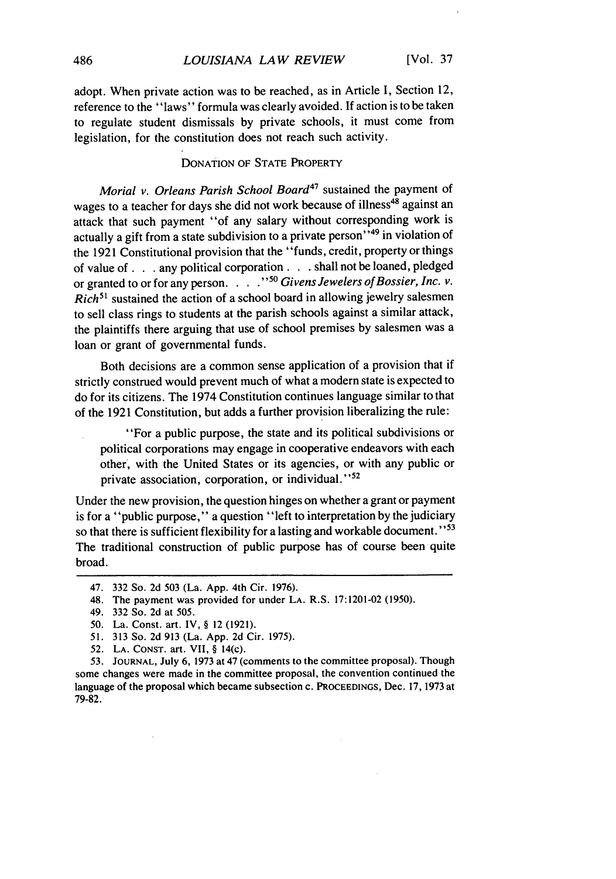adopt. When private action was to be reached, as in Article I, Section 12, reference to the "laws" formula was clearly avoided. If action is to be taken to regulate student dismissals by private schools, it must come from legislation, for the constitution does not reach such activity.

## DONATION OF STATE PROPERTY

*Morial v. Orleans Parish School Board*[47] sustained the payment of wages to a teacher for days she did not work because of illness[48] against an attack that such payment "of any salary without corresponding work is actually a gift from a state subdivision to a private person"[49] in violation of the 1921 Constitutional provision that the "funds, credit, property or things of value of . . . any political corporation . . . shall not be loaned, pledged or granted to or for any person. . . ."[50] *Givens Jewelers of Bossier, Inc. v. Rich*[51] sustained the action of a school board in allowing jewelry salesmen to sell class rings to students at the parish schools against a similar attack, the plaintiffs there arguing that use of school premises by salesmen was a loan or grant of governmental funds.

Both decisions are a common sense application of a provision that if strictly construed would prevent much of what a modern state is expected to do for its citizens. The 1974 Constitution continues language similar to that of the 1921 Constitution, but adds a further provision liberalizing the rule:

> "For a public purpose, the state and its political subdivisions or political corporations may engage in cooperative endeavors with each other, with the United States or its agencies, or with any public or private association, corporation, or individual."[52]

Under the new provision, the question hinges on whether a grant or payment is for a "public purpose," a question "left to interpretation by the judiciary so that there is sufficient flexibility for a lasting and workable document."[53] The traditional construction of public purpose has of course been quite broad.

---

47. 332 So. 2d 503 (La. App. 4th Cir. 1976).
48. The payment was provided for under LA. R.S. 17:1201-02 (1950).
49. 332 So. 2d at 505.
50. La. Const. art. IV, § 12 (1921).
51. 313 So. 2d 913 (La. App. 2d Cir. 1975).
52. LA. CONST. art. VII, § 14(c).
53. JOURNAL, July 6, 1973 at 47 (comments to the committee proposal). Though some changes were made in the committee proposal, the convention continued the language of the proposal which became subsection c. PROCEEDINGS, Dec. 17, 1973 at 79-82.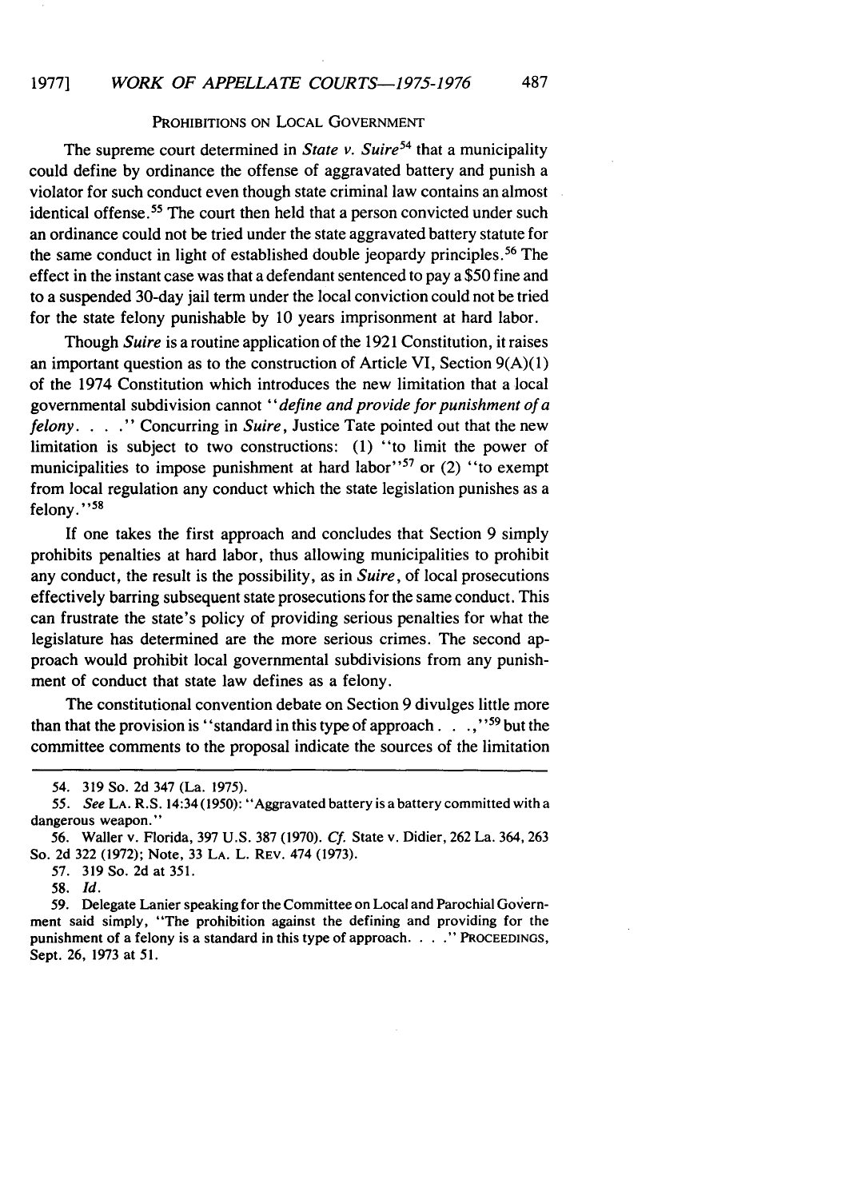## PROHIBITIONS ON LOCAL GOVERNMENT

The supreme court determined in *State v. Suire*[54] that a municipality could define by ordinance the offense of aggravated battery and punish a violator for such conduct even though state criminal law contains an almost identical offense.[55] The court then held that a person convicted under such an ordinance could not be tried under the state aggravated battery statute for the same conduct in light of established double jeopardy principles.[56] The effect in the instant case was that a defendant sentenced to pay a $50 fine and to a suspended 30-day jail term under the local conviction could not be tried for the state felony punishable by 10 years imprisonment at hard labor.

Though *Suire* is a routine application of the 1921 Constitution, it raises an important question as to the construction of Article VI, Section 9(A)(1) of the 1974 Constitution which introduces the new limitation that a local governmental subdivision cannot "*define and provide for punishment of a felony*. . . ." Concurring in *Suire*, Justice Tate pointed out that the new limitation is subject to two constructions: (1) "to limit the power of municipalities to impose punishment at hard labor"[57] or (2) "to exempt from local regulation any conduct which the state legislation punishes as a felony."[58]

If one takes the first approach and concludes that Section 9 simply prohibits penalties at hard labor, thus allowing municipalities to prohibit any conduct, the result is the possibility, as in *Suire*, of local prosecutions effectively barring subsequent state prosecutions for the same conduct. This can frustrate the state's policy of providing serious penalties for what the legislature has determined are the more serious crimes. The second approach would prohibit local governmental subdivisions from any punishment of conduct that state law defines as a felony.

The constitutional convention debate on Section 9 divulges little more than that the provision is "standard in this type of approach . . . ,"[59] but the committee comments to the proposal indicate the sources of the limitation

---

54. 319 So. 2d 347 (La. 1975).

55. *See* LA. R.S. 14:34 (1950): "Aggravated battery is a battery committed with a dangerous weapon."

56. Waller v. Florida, 397 U.S. 387 (1970). *Cf.* State v. Didier, 262 La. 364, 263 So. 2d 322 (1972); Note, 33 LA. L. REV. 474 (1973).

57. 319 So. 2d at 351.

58. *Id.*

59. Delegate Lanier speaking for the Committee on Local and Parochial Government said simply, "The prohibition against the defining and providing for the punishment of a felony is a standard in this type of approach. . . ." PROCEEDINGS, Sept. 26, 1973 at 51.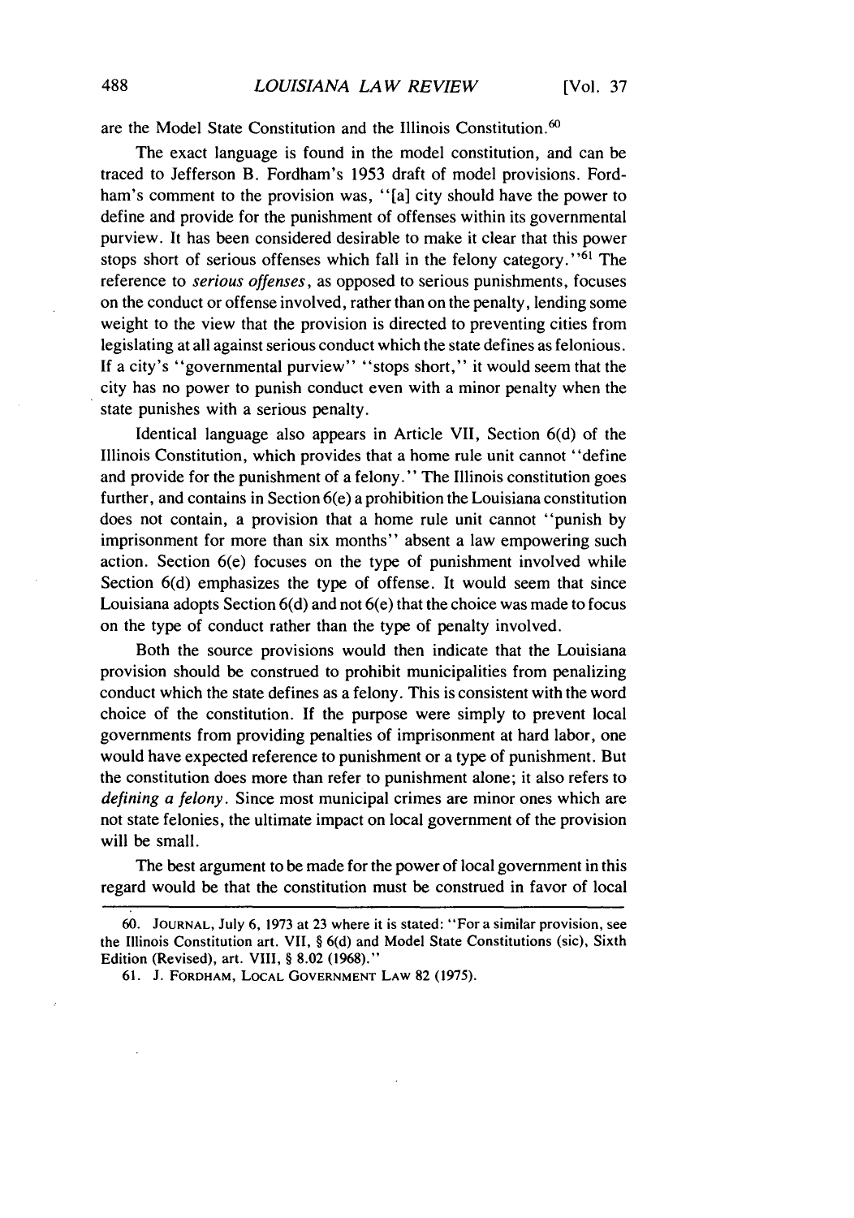are the Model State Constitution and the Illinois Constitution.[60]

The exact language is found in the model constitution, and can be traced to Jefferson B. Fordham's 1953 draft of model provisions. Fordham's comment to the provision was, "[a] city should have the power to define and provide for the punishment of offenses within its governmental purview. It has been considered desirable to make it clear that this power stops short of serious offenses which fall in the felony category."[61] The reference to *serious offenses*, as opposed to serious punishments, focuses on the conduct or offense involved, rather than on the penalty, lending some weight to the view that the provision is directed to preventing cities from legislating at all against serious conduct which the state defines as felonious. If a city's "governmental purview" "stops short," it would seem that the city has no power to punish conduct even with a minor penalty when the state punishes with a serious penalty.

Identical language also appears in Article VII, Section 6(d) of the Illinois Constitution, which provides that a home rule unit cannot "define and provide for the punishment of a felony." The Illinois constitution goes further, and contains in Section 6(e) a prohibition the Louisiana constitution does not contain, a provision that a home rule unit cannot "punish by imprisonment for more than six months" absent a law empowering such action. Section 6(e) focuses on the type of punishment involved while Section 6(d) emphasizes the type of offense. It would seem that since Louisiana adopts Section 6(d) and not 6(e) that the choice was made to focus on the type of conduct rather than the type of penalty involved.

Both the source provisions would then indicate that the Louisiana provision should be construed to prohibit municipalities from penalizing conduct which the state defines as a felony. This is consistent with the word choice of the constitution. If the purpose were simply to prevent local governments from providing penalties of imprisonment at hard labor, one would have expected reference to punishment or a type of punishment. But the constitution does more than refer to punishment alone; it also refers to *defining a felony*. Since most municipal crimes are minor ones which are not state felonies, the ultimate impact on local government of the provision will be small.

The best argument to be made for the power of local government in this regard would be that the constitution must be construed in favor of local

---

60. JOURNAL, July 6, 1973 at 23 where it is stated: "For a similar provision, see the Illinois Constitution art. VII, § 6(d) and Model State Constitutions (sic), Sixth Edition (Revised), art. VIII, § 8.02 (1968)."

61. J. FORDHAM, LOCAL GOVERNMENT LAW 82 (1975).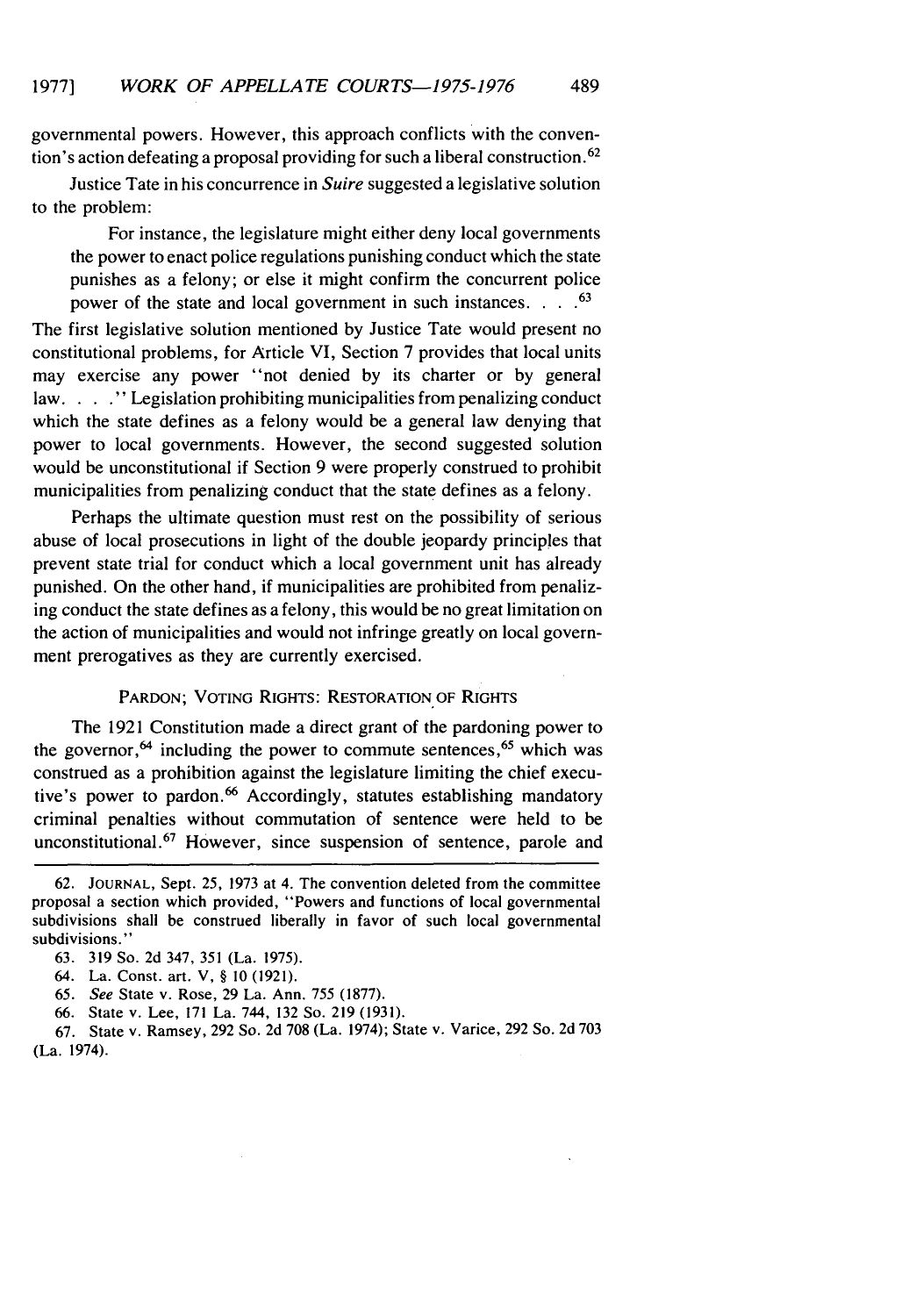governmental powers. However, this approach conflicts with the convention's action defeating a proposal providing for such a liberal construction.[62]

Justice Tate in his concurrence in *Suire* suggested a legislative solution to the problem:

> For instance, the legislature might either deny local governments the power to enact police regulations punishing conduct which the state punishes as a felony; or else it might confirm the concurrent police power of the state and local government in such instances. . . .[63]

The first legislative solution mentioned by Justice Tate would present no constitutional problems, for Article VI, Section 7 provides that local units may exercise any power "not denied by its charter or by general law. . . ." Legislation prohibiting municipalities from penalizing conduct which the state defines as a felony would be a general law denying that power to local governments. However, the second suggested solution would be unconstitutional if Section 9 were properly construed to prohibit municipalities from penalizing conduct that the state defines as a felony.

Perhaps the ultimate question must rest on the possibility of serious abuse of local prosecutions in light of the double jeopardy principles that prevent state trial for conduct which a local government unit has already punished. On the other hand, if municipalities are prohibited from penalizing conduct the state defines as a felony, this would be no great limitation on the action of municipalities and would not infringe greatly on local government prerogatives as they are currently exercised.

## PARDON; VOTING RIGHTS: RESTORATION OF RIGHTS

The 1921 Constitution made a direct grant of the pardoning power to the governor,[64] including the power to commute sentences,[65] which was construed as a prohibition against the legislature limiting the chief executive's power to pardon.[66] Accordingly, statutes establishing mandatory criminal penalties without commutation of sentence were held to be unconstitutional.[67] However, since suspension of sentence, parole and

---

62. JOURNAL, Sept. 25, 1973 at 4. The convention deleted from the committee proposal a section which provided, "Powers and functions of local governmental subdivisions shall be construed liberally in favor of such local governmental subdivisions."

63. 319 So. 2d 347, 351 (La. 1975).

64. La. Const. art. V, § 10 (1921).

65. *See* State v. Rose, 29 La. Ann. 755 (1877).

66. State v. Lee, 171 La. 744, 132 So. 219 (1931).

67. State v. Ramsey, 292 So. 2d 708 (La. 1974); State v. Varice, 292 So. 2d 703 (La. 1974).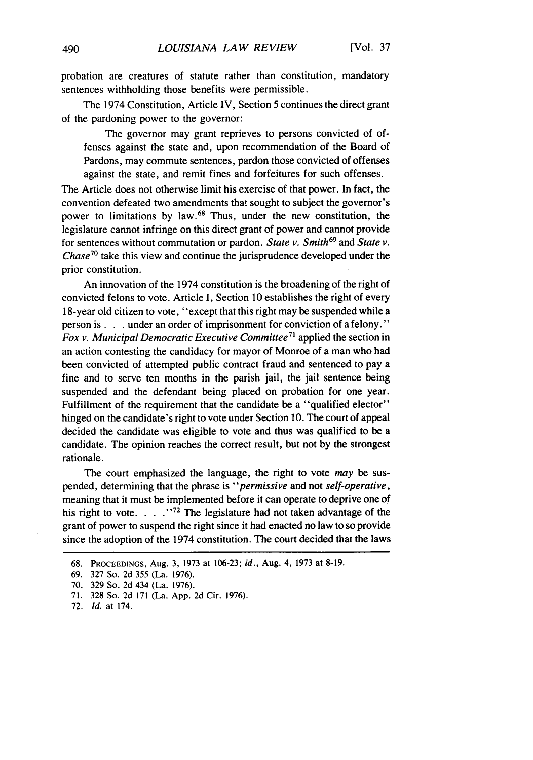probation are creatures of statute rather than constitution, mandatory sentences withholding those benefits were permissible.

The 1974 Constitution, Article IV, Section 5 continues the direct grant of the pardoning power to the governor:

> The governor may grant reprieves to persons convicted of offenses against the state and, upon recommendation of the Board of Pardons, may commute sentences, pardon those convicted of offenses against the state, and remit fines and forfeitures for such offenses.

The Article does not otherwise limit his exercise of that power. In fact, the convention defeated two amendments that sought to subject the governor's power to limitations by law.[68] Thus, under the new constitution, the legislature cannot infringe on this direct grant of power and cannot provide for sentences without commutation or pardon. *State v. Smith*[69] and *State v. Chase*[70] take this view and continue the jurisprudence developed under the prior constitution.

An innovation of the 1974 constitution is the broadening of the right of convicted felons to vote. Article I, Section 10 establishes the right of every 18-year old citizen to vote, "except that this right may be suspended while a person is . . . under an order of imprisonment for conviction of a felony." *Fox v. Municipal Democratic Executive Committee*[71] applied the section in an action contesting the candidacy for mayor of Monroe of a man who had been convicted of attempted public contract fraud and sentenced to pay a fine and to serve ten months in the parish jail, the jail sentence being suspended and the defendant being placed on probation for one year. Fulfillment of the requirement that the candidate be a "qualified elector" hinged on the candidate's right to vote under Section 10. The court of appeal decided the candidate was eligible to vote and thus was qualified to be a candidate. The opinion reaches the correct result, but not by the strongest rationale.

The court emphasized the language, the right to vote *may* be suspended, determining that the phrase is "*permissive* and not *self-operative*, meaning that it must be implemented before it can operate to deprive one of his right to vote. . . ."[72] The legislature had not taken advantage of the grant of power to suspend the right since it had enacted no law to so provide since the adoption of the 1974 constitution. The court decided that the laws

---

68. PROCEEDINGS, Aug. 3, 1973 at 106-23; *id.*, Aug. 4, 1973 at 8-19.

69. 327 So. 2d 355 (La. 1976).

70. 329 So. 2d 434 (La. 1976).

71. 328 So. 2d 171 (La. App. 2d Cir. 1976).

72. *Id.* at 174.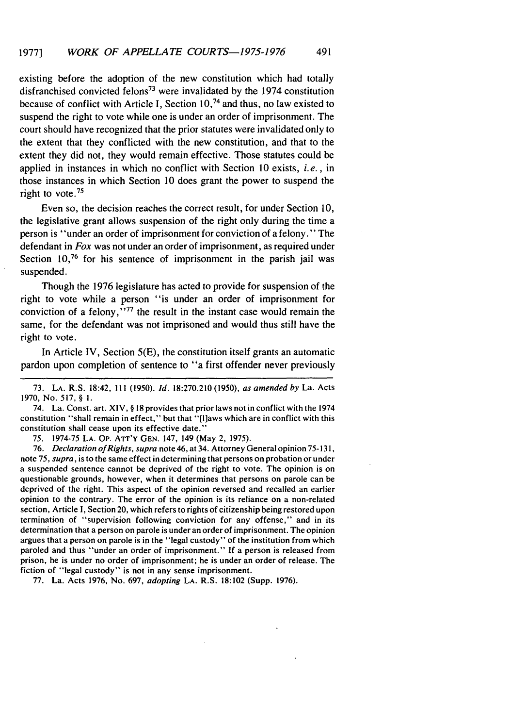existing before the adoption of the new constitution which had totally disfranchised convicted felons[73] were invalidated by the 1974 constitution because of conflict with Article I, Section 10,[74] and thus, no law existed to suspend the right to vote while one is under an order of imprisonment. The court should have recognized that the prior statutes were invalidated only to the extent that they conflicted with the new constitution, and that to the extent they did not, they would remain effective. Those statutes could be applied in instances in which no conflict with Section 10 exists, *i.e.*, in those instances in which Section 10 does grant the power to suspend the right to vote.[75]

Even so, the decision reaches the correct result, for under Section 10, the legislative grant allows suspension of the right only during the time a person is "under an order of imprisonment for conviction of a felony." The defendant in *Fox* was not under an order of imprisonment, as required under Section 10,[76] for his sentence of imprisonment in the parish jail was suspended.

Though the 1976 legislature has acted to provide for suspension of the right to vote while a person "is under an order of imprisonment for conviction of a felony,"[77] the result in the instant case would remain the same, for the defendant was not imprisoned and would thus still have the right to vote.

In Article IV, Section 5(E), the constitution itself grants an automatic pardon upon completion of sentence to "a first offender never previously

---

73. LA. R.S. 18:42, 111 (1950). *Id.* 18:270.210 (1950), *as amended by* La. Acts 1970, No. 517, § 1.

74. La. Const. art. XIV, § 18 provides that prior laws not in conflict with the 1974 constitution "shall remain in effect," but that "[l]aws which are in conflict with this constitution shall cease upon its effective date."

75. 1974-75 LA. OP. ATT'Y GEN. 147, 149 (May 2, 1975).

76. *Declaration of Rights, supra* note 46, at 34. Attorney General opinion 75-131, note 75, *supra*, is to the same effect in determining that persons on probation or under a suspended sentence cannot be deprived of the right to vote. The opinion is on questionable grounds, however, when it determines that persons on parole can be deprived of the right. This aspect of the opinion reversed and recalled an earlier opinion to the contrary. The error of the opinion is its reliance on a non-related section, Article I, Section 20, which refers to rights of citizenship being restored upon termination of "supervision following conviction for any offense," and in its determination that a person on parole is under an order of imprisonment. The opinion argues that a person on parole is in the "legal custody" of the institution from which paroled and thus "under an order of imprisonment." If a person is released from prison, he is under no order of imprisonment; he is under an order of release. The fiction of "legal custody" is not in any sense imprisonment.

77. La. Acts 1976, No. 697, *adopting* LA. R.S. 18:102 (Supp. 1976).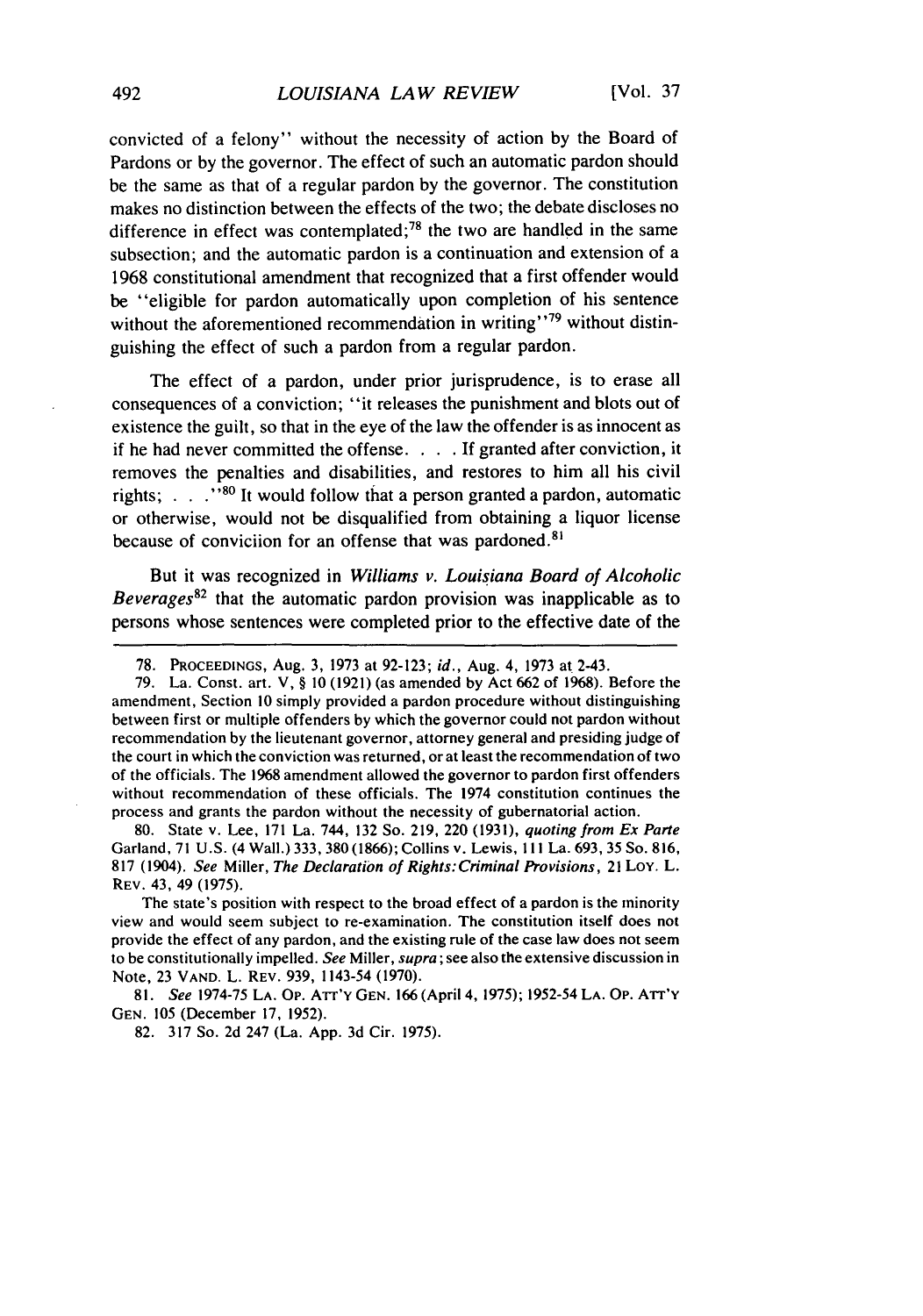convicted of a felony" without the necessity of action by the Board of Pardons or by the governor. The effect of such an automatic pardon should be the same as that of a regular pardon by the governor. The constitution makes no distinction between the effects of the two; the debate discloses no difference in effect was contemplated;[78] the two are handled in the same subsection; and the automatic pardon is a continuation and extension of a 1968 constitutional amendment that recognized that a first offender would be "eligible for pardon automatically upon completion of his sentence without the aforementioned recommendation in writing"[79] without distinguishing the effect of such a pardon from a regular pardon.

The effect of a pardon, under prior jurisprudence, is to erase all consequences of a conviction; "it releases the punishment and blots out of existence the guilt, so that in the eye of the law the offender is as innocent as if he had never committed the offense. . . . If granted after conviction, it removes the penalties and disabilities, and restores to him all his civil rights; . . ."[80] It would follow that a person granted a pardon, automatic or otherwise, would not be disqualified from obtaining a liquor license because of conviction for an offense that was pardoned.[81]

But it was recognized in *Williams v. Louisiana Board of Alcoholic Beverages*[82] that the automatic pardon provision was inapplicable as to persons whose sentences were completed prior to the effective date of the

---

78. PROCEEDINGS, Aug. 3, 1973 at 92-123; *id.*, Aug. 4, 1973 at 2-43.

79. La. Const. art. V, § 10 (1921) (as amended by Act 662 of 1968). Before the amendment, Section 10 simply provided a pardon procedure without distinguishing between first or multiple offenders by which the governor could not pardon without recommendation by the lieutenant governor, attorney general and presiding judge of the court in which the conviction was returned, or at least the recommendation of two of the officials. The 1968 amendment allowed the governor to pardon first offenders without recommendation of these officials. The 1974 constitution continues the process and grants the pardon without the necessity of gubernatorial action.

80. State v. Lee, 171 La. 744, 132 So. 219, 220 (1931), *quoting from Ex Parte* Garland, 71 U.S. (4 Wall.) 333, 380 (1866); Collins v. Lewis, 111 La. 693, 35 So. 816, 817 (1904). *See* Miller, *The Declaration of Rights: Criminal Provisions*, 21 LOY. L. REV. 43, 49 (1975).

The state's position with respect to the broad effect of a pardon is the minority view and would seem subject to re-examination. The constitution itself does not provide the effect of any pardon, and the existing rule of the case law does not seem to be constitutionally impelled. *See* Miller, *supra*; see also the extensive discussion in Note, 23 VAND. L. REV. 939, 1143-54 (1970).

81. *See* 1974-75 LA. OP. ATT'Y GEN. 166 (April 4, 1975); 1952-54 LA. OP. ATT'Y GEN. 105 (December 17, 1952).

82. 317 So. 2d 247 (La. App. 3d Cir. 1975).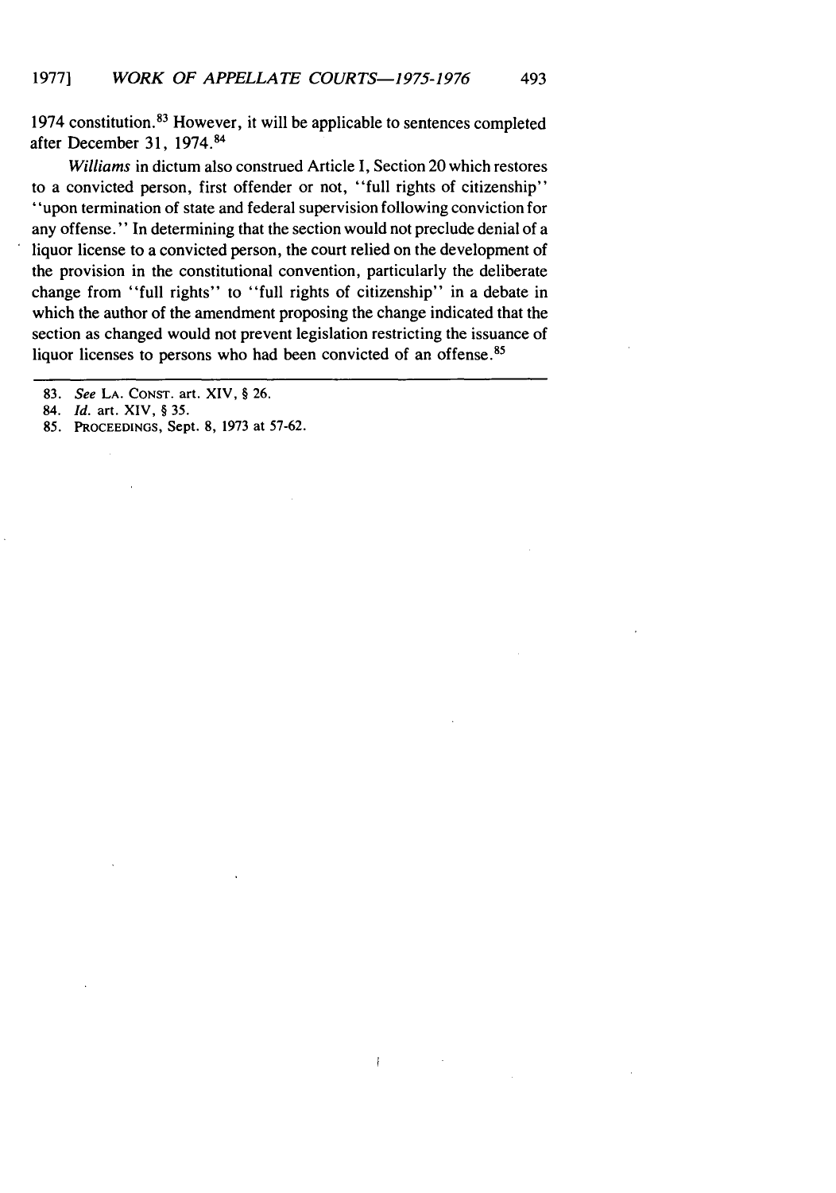1974 constitution.[83] However, it will be applicable to sentences completed after December 31, 1974.[84]

*Williams* in dictum also construed Article I, Section 20 which restores to a convicted person, first offender or not, "full rights of citizenship" "upon termination of state and federal supervision following conviction for any offense." In determining that the section would not preclude denial of a liquor license to a convicted person, the court relied on the development of the provision in the constitutional convention, particularly the deliberate change from "full rights" to "full rights of citizenship" in a debate in which the author of the amendment proposing the change indicated that the section as changed would not prevent legislation restricting the issuance of liquor licenses to persons who had been convicted of an offense.[85]

---

83. *See* LA. CONST. art. XIV, § 26.

84. *Id.* art. XIV, § 35.

85. PROCEEDINGS, Sept. 8, 1973 at 57-62.